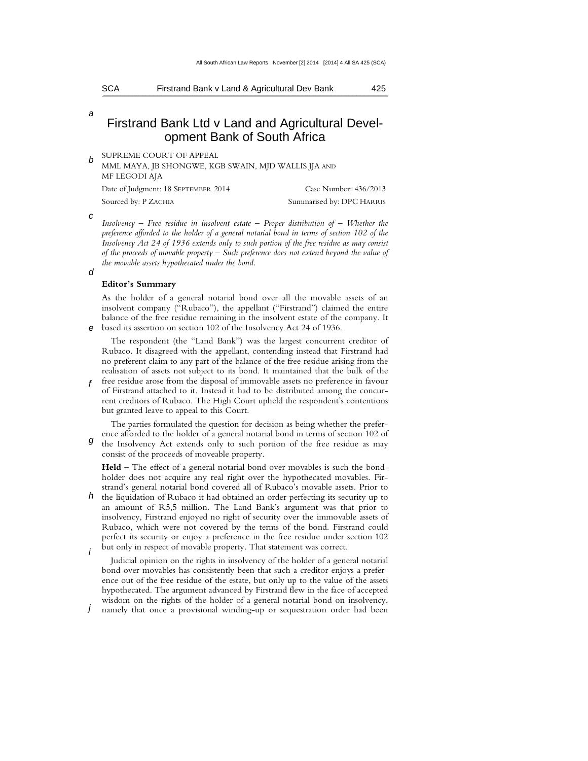# Firstrand Bank Ltd v Land and Agricultural Development Bank of South Africa

SUPREME COURT OF APPEAL

MML MAYA, JB SHONGWE, KGB SWAIN, MJD WALLIS JJA AND MF LEGODI AJA

Date of Judgment: 18 SEPTEMBER 2014 | Case Number: 436/2013

Sourced by: P ZACHIA | Summarised by: DPC HARRIS

*Insolvency – Free residue in insolvent estate – Proper distribution of – Whether the preference afforded to the holder of a general notarial bond in terms of section 102 of the Insolvency Act 24 of 1936 extends only to such portion of the free residue as may consist of the proceeds of movable property – Such preference does not extend beyond the value of the movable assets hypothecated under the bond.*

**Editor's Summary**

As the holder of a general notarial bond over all the movable assets of an insolvent company ("Rubaco"), the appellant ("Firstrand") claimed the entire balance of the free residue remaining in the insolvent estate of the company. It based its assertion on section 102 of the Insolvency Act 24 of 1936.

The respondent (the "Land Bank") was the largest concurrent creditor of Rubaco. It disagreed with the appellant, contending instead that Firstrand had no preferent claim to any part of the balance of the free residue arising from the realisation of assets not subject to its bond. It maintained that the bulk of the free residue arose from the disposal of immovable assets no preference in favour of Firstrand attached to it. Instead it had to be distributed among the concurrent creditors of Rubaco. The High Court upheld the respondent's contentions but granted leave to appeal to this Court.

The parties formulated the question for decision as being whether the preference afforded to the holder of a general notarial bond in terms of section 102 of the Insolvency Act extends only to such portion of the free residue as may consist of the proceeds of moveable property.

**Held** – The effect of a general notarial bond over movables is such the bondholder does not acquire any real right over the hypothecated movables. Firstrand's general notarial bond covered all of Rubaco's movable assets. Prior to the liquidation of Rubaco it had obtained an order perfecting its security up to an amount of R5,5 million. The Land Bank's argument was that prior to insolvency, Firstrand enjoyed no right of security over the immovable assets of Rubaco, which were not covered by the terms of the bond. Firstrand could perfect its security or enjoy a preference in the free residue under section 102 but only in respect of movable property. That statement was correct.

Judicial opinion on the rights in insolvency of the holder of a general notarial bond over movables has consistently been that such a creditor enjoys a preference out of the free residue of the estate, but only up to the value of the assets hypothecated. The argument advanced by Firstrand flew in the face of accepted wisdom on the rights of the holder of a general notarial bond on insolvency, namely that once a provisional winding-up or sequestration order had been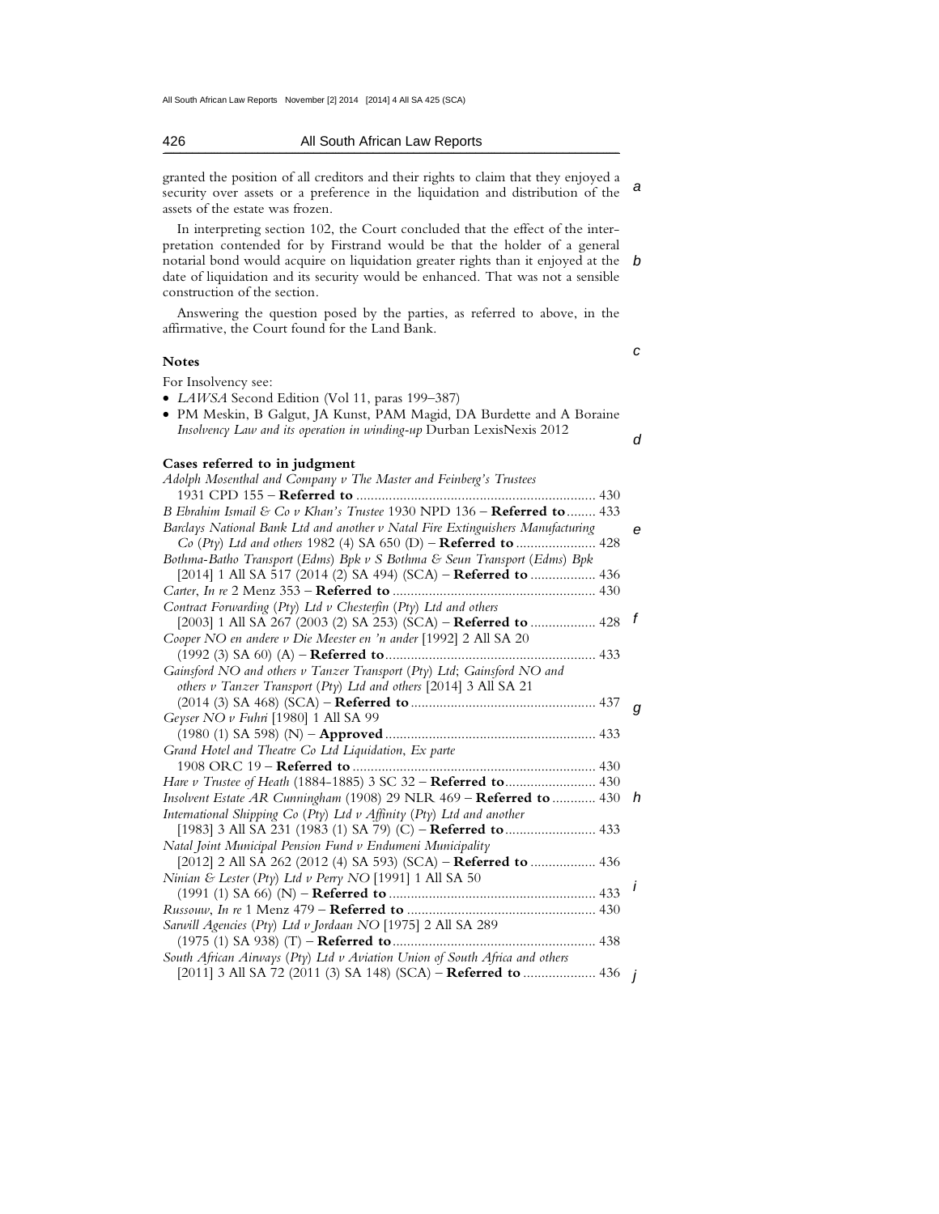granted the position of all creditors and their rights to claim that they enjoyed a security over assets or a preference in the liquidation and distribution of the assets of the estate was frozen.

In interpreting section 102, the Court concluded that the effect of the interpretation contended for by Firstrand would be that the holder of a general notarial bond would acquire on liquidation greater rights than it enjoyed at the date of liquidation and its security would be enhanced. That was not a sensible construction of the section.

Answering the question posed by the parties, as referred to above, in the affirmative, the Court found for the Land Bank.

## Notes

For Insolvency see:

- *LAWSA* Second Edition (Vol 11, paras 199–387)
- PM Meskin, B Galgut, JA Kunst, PAM Magid, DA Burdette and A Boraine *Insolvency Law and its operation in winding-up* Durban LexisNexis 2012

## Cases referred to in judgment

*Adolph Mosenthal and Company v The Master and Feinberg's Trustees* 1931 CPD 155 – **Referred to** .......... 430

*B Ebrahim Ismail & Co v Khan's Trustee* 1930 NPD 136 – **Referred to** .......... 433

*Barclays National Bank Ltd and another v Natal Fire Extinguishers Manufacturing Co (Pty) Ltd and others* 1982 (4) SA 650 (D) – **Referred to** .......... 428

*Bothma-Batho Transport (Edms) Bpk v S Bothma & Seun Transport (Edms) Bpk* [2014] 1 All SA 517 (2014 (2) SA 494) (SCA) – **Referred to** .......... 436

*Carter, In re* 2 Menz 353 – **Referred to** .......... 430

*Contract Forwarding (Pty) Ltd v Chesterfin (Pty) Ltd and others* [2003] 1 All SA 267 (2003 (2) SA 253) (SCA) – **Referred to** .......... 428

*Cooper NO en andere v Die Meester en 'n ander* [1992] 2 All SA 20 (1992 (3) SA 60) (A) – **Referred to** .......... 433

*Gainsford NO and others v Tanzer Transport (Pty) Ltd; Gainsford NO and others v Tanzer Transport (Pty) Ltd and others* [2014] 3 All SA 21 (2014 (3) SA 468) (SCA) – **Referred to** .......... 437

*Geyser NO v Fuhri* [1980] 1 All SA 99 (1980 (1) SA 598) (N) – **Approved** .......... 433

*Grand Hotel and Theatre Co Ltd Liquidation, Ex parte* 1908 ORC 19 – **Referred to** .......... 430

*Hare v Trustee of Heath* (1884-1885) 3 SC 32 – **Referred to** .......... 430

*Insolvent Estate AR Cunningham* (1908) 29 NLR 469 – **Referred to** .......... 430

*International Shipping Co (Pty) Ltd v Affinity (Pty) Ltd and another* [1983] 3 All SA 231 (1983 (1) SA 79) (C) – **Referred to** .......... 433

*Natal Joint Municipal Pension Fund v Endumeni Municipality* [2012] 2 All SA 262 (2012 (4) SA 593) (SCA) – **Referred to** .......... 436

*Ninian & Lester (Pty) Ltd v Perry NO* [1991] 1 All SA 50 (1991 (1) SA 66) (N) – **Referred to** .......... 433

*Russouw, In re* 1 Menz 479 – **Referred to** .......... 430

*Sarwill Agencies (Pty) Ltd v Jordaan NO* [1975] 2 All SA 289 (1975 (1) SA 938) (T) – **Referred to** .......... 438

*South African Airways (Pty) Ltd v Aviation Union of South Africa and others* [2011] 3 All SA 72 (2011 (3) SA 148) (SCA) – **Referred to** .......... 436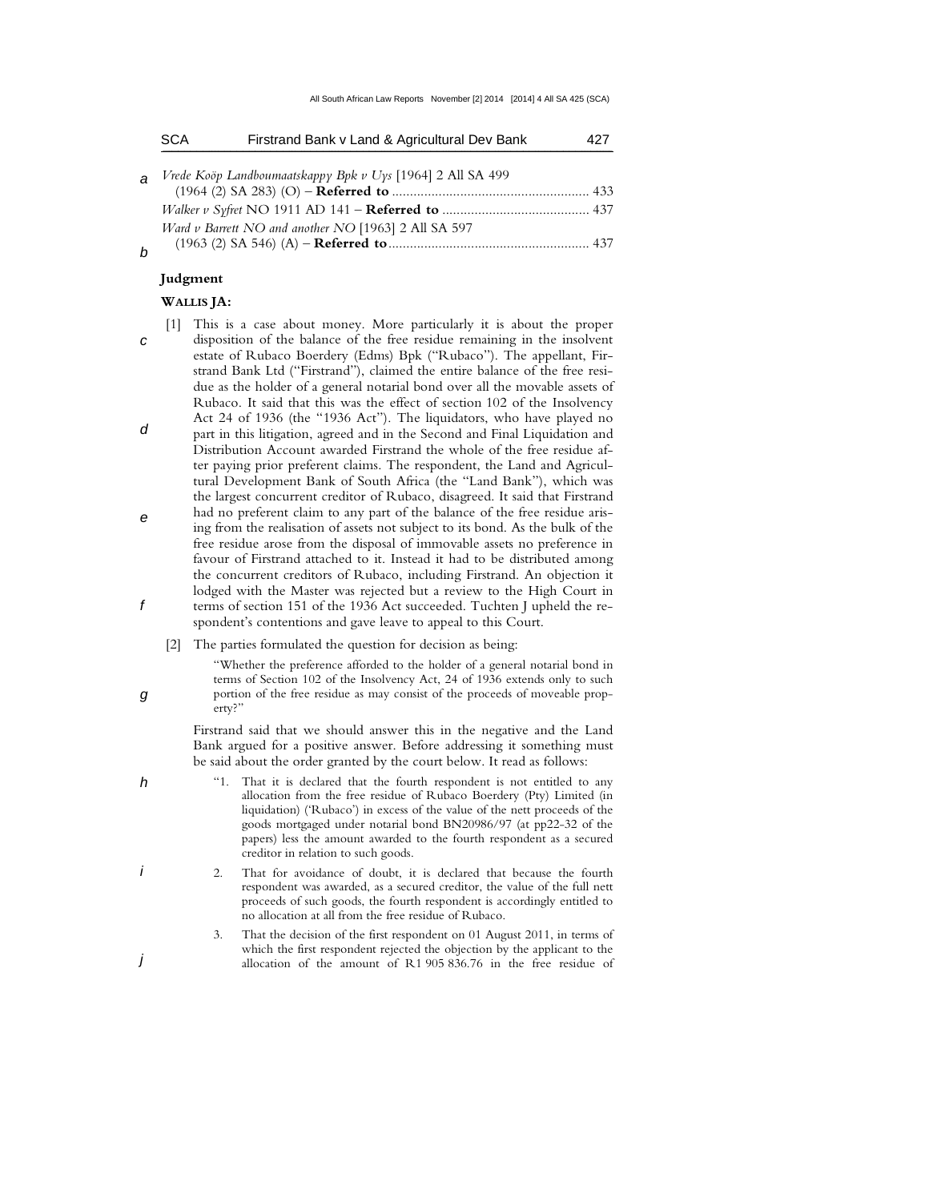*Vrede Koöp Landboumaatskappy Bpk v Uys* [1964] 2 All SA 499 (1964 (2) SA 283) (O) – **Referred to** ........................................................ 433

*Walker v Syfret* NO 1911 AD 141 – **Referred to** ........................................... 437

*Ward v Barrett NO and another NO* [1963] 2 All SA 597 (1963 (2) SA 546) (A) – **Referred to** ......................................................... 437

**Judgment**

**WALLIS JA:**

[1] This is a case about money. More particularly it is about the proper disposition of the balance of the free residue remaining in the insolvent estate of Rubaco Boerdery (Edms) Bpk ("Rubaco"). The appellant, Firstrand Bank Ltd ("Firstrand"), claimed the entire balance of the free residue as the holder of a general notarial bond over all the movable assets of Rubaco. It said that this was the effect of section 102 of the Insolvency Act 24 of 1936 (the "1936 Act"). The liquidators, who have played no part in this litigation, agreed and in the Second and Final Liquidation and Distribution Account awarded Firstrand the whole of the free residue after paying prior preferent claims. The respondent, the Land and Agricultural Development Bank of South Africa (the "Land Bank"), which was the largest concurrent creditor of Rubaco, disagreed. It said that Firstrand had no preferent claim to any part of the balance of the free residue arising from the realisation of assets not subject to its bond. As the bulk of the free residue arose from the disposal of immovable assets no preference in favour of Firstrand attached to it. Instead it had to be distributed among the concurrent creditors of Rubaco, including Firstrand. An objection it lodged with the Master was rejected but a review to the High Court in terms of section 151 of the 1936 Act succeeded. Tuchten J upheld the respondent's contentions and gave leave to appeal to this Court.

[2] The parties formulated the question for decision as being:

> "Whether the preference afforded to the holder of a general notarial bond in terms of Section 102 of the Insolvency Act, 24 of 1936 extends only to such portion of the free residue as may consist of the proceeds of moveable property?"

Firstrand said that we should answer this in the negative and the Land Bank argued for a positive answer. Before addressing it something must be said about the order granted by the court below. It read as follows:

> "1. That it is declared that the fourth respondent is not entitled to any allocation from the free residue of Rubaco Boerdery (Pty) Limited (in liquidation) ('Rubaco') in excess of the value of the nett proceeds of the goods mortgaged under notarial bond BN20986/97 (at pp22-32 of the papers) less the amount awarded to the fourth respondent as a secured creditor in relation to such goods.
>
> 2. That for avoidance of doubt, it is declared that because the fourth respondent was awarded, as a secured creditor, the value of the full nett proceeds of such goods, the fourth respondent is accordingly entitled to no allocation at all from the free residue of Rubaco.
>
> 3. That the decision of the first respondent on 01 August 2011, in terms of which the first respondent rejected the objection by the applicant to the allocation of the amount of R1 905 836.76 in the free residue of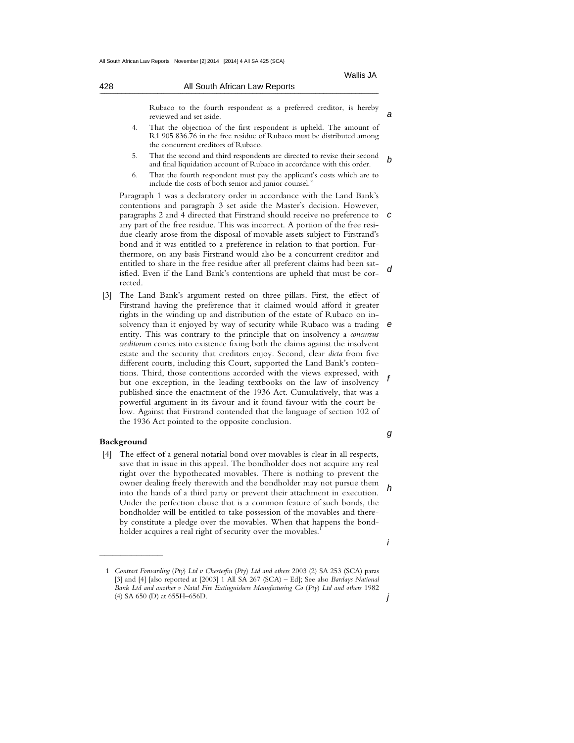Rubaco to the fourth respondent as a preferred creditor, is hereby reviewed and set aside.

4. That the objection of the first respondent is upheld. The amount of R1 905 836.76 in the free residue of Rubaco must be distributed among the concurrent creditors of Rubaco.

5. That the second and third respondents are directed to revise their second and final liquidation account of Rubaco in accordance with this order.

6. That the fourth respondent must pay the applicant's costs which are to include the costs of both senior and junior counsel."

Paragraph 1 was a declaratory order in accordance with the Land Bank's contentions and paragraph 3 set aside the Master's decision. However, paragraphs 2 and 4 directed that Firstrand should receive no preference to any part of the free residue. This was incorrect. A portion of the free residue clearly arose from the disposal of movable assets subject to Firstrand's bond and it was entitled to a preference in relation to that portion. Furthermore, on any basis Firstrand would also be a concurrent creditor and entitled to share in the free residue after all preferent claims had been satisfied. Even if the Land Bank's contentions are upheld that must be corrected.

[3] The Land Bank's argument rested on three pillars. First, the effect of Firstrand having the preference that it claimed would afford it greater rights in the winding up and distribution of the estate of Rubaco on insolvency than it enjoyed by way of security while Rubaco was a trading entity. This was contrary to the principle that on insolvency a *concursus creditorum* comes into existence fixing both the claims against the insolvent estate and the security that creditors enjoy. Second, clear *dicta* from five different courts, including this Court, supported the Land Bank's contentions. Third, those contentions accorded with the views expressed, with but one exception, in the leading textbooks on the law of insolvency published since the enactment of the 1936 Act. Cumulatively, that was a powerful argument in its favour and it found favour with the court below. Against that Firstrand contended that the language of section 102 of the 1936 Act pointed to the opposite conclusion.

## Background

[4] The effect of a general notarial bond over movables is clear in all respects, save that in issue in this appeal. The bondholder does not acquire any real right over the hypothecated movables. There is nothing to prevent the owner dealing freely therewith and the bondholder may not pursue them into the hands of a third party or prevent their attachment in execution. Under the perfection clause that is a common feature of such bonds, the bondholder will be entitled to take possession of the movables and thereby constitute a pledge over the movables. When that happens the bondholder acquires a real right of security over the movables.[1]

---

1 *Contract Forwarding (Pty) Ltd v Chesterfin (Pty) Ltd and others* 2003 (2) SA 253 (SCA) paras [3] and [4] [also reported at [2003] 1 All SA 267 (SCA) – Ed]; See also *Barclays National Bank Ltd and another v Natal Fire Extinguishers Manufacturing Co (Pty) Ltd and others* 1982 (4) SA 650 (D) at 655H–656D.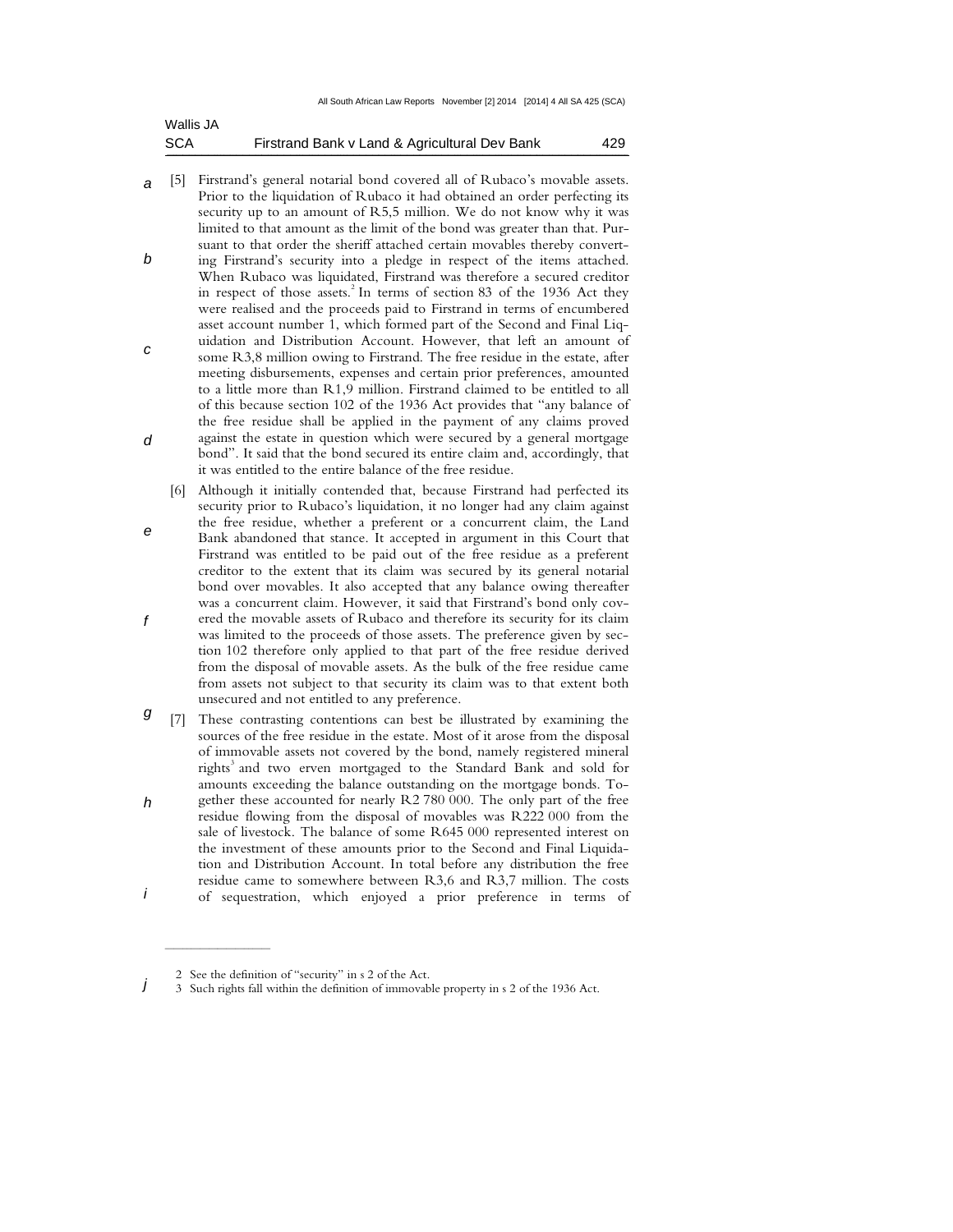[5] Firstrand's general notarial bond covered all of Rubaco's movable assets. Prior to the liquidation of Rubaco it had obtained an order perfecting its security up to an amount of R5,5 million. We do not know why it was limited to that amount as the limit of the bond was greater than that. Pursuant to that order the sheriff attached certain movables thereby converting Firstrand's security into a pledge in respect of the items attached. When Rubaco was liquidated, Firstrand was therefore a secured creditor in respect of those assets.[2] In terms of section 83 of the 1936 Act they were realised and the proceeds paid to Firstrand in terms of encumbered asset account number 1, which formed part of the Second and Final Liquidation and Distribution Account. However, that left an amount of some R3,8 million owing to Firstrand. The free residue in the estate, after meeting disbursements, expenses and certain prior preferences, amounted to a little more than R1,9 million. Firstrand claimed to be entitled to all of this because section 102 of the 1936 Act provides that "any balance of the free residue shall be applied in the payment of any claims proved against the estate in question which were secured by a general mortgage bond". It said that the bond secured its entire claim and, accordingly, that it was entitled to the entire balance of the free residue.

[6] Although it initially contended that, because Firstrand had perfected its security prior to Rubaco's liquidation, it no longer had any claim against the free residue, whether a preferent or a concurrent claim, the Land Bank abandoned that stance. It accepted in argument in this Court that Firstrand was entitled to be paid out of the free residue as a preferent creditor to the extent that its claim was secured by its general notarial bond over movables. It also accepted that any balance owing thereafter was a concurrent claim. However, it said that Firstrand's bond only covered the movable assets of Rubaco and therefore its security for its claim was limited to the proceeds of those assets. The preference given by section 102 therefore only applied to that part of the free residue derived from the disposal of movable assets. As the bulk of the free residue came from assets not subject to that security its claim was to that extent both unsecured and not entitled to any preference.

[7] These contrasting contentions can best be illustrated by examining the sources of the free residue in the estate. Most of it arose from the disposal of immovable assets not covered by the bond, namely registered mineral rights[3] and two erven mortgaged to the Standard Bank and sold for amounts exceeding the balance outstanding on the mortgage bonds. Together these accounted for nearly R2 780 000. The only part of the free residue flowing from the disposal of movables was R222 000 from the sale of livestock. The balance of some R645 000 represented interest on the investment of these amounts prior to the Second and Final Liquidation and Distribution Account. In total before any distribution the free residue came to somewhere between R3,6 and R3,7 million. The costs of sequestration, which enjoyed a prior preference in terms of

---

2 See the definition of "security" in s 2 of the Act.

3 Such rights fall within the definition of immovable property in s 2 of the 1936 Act.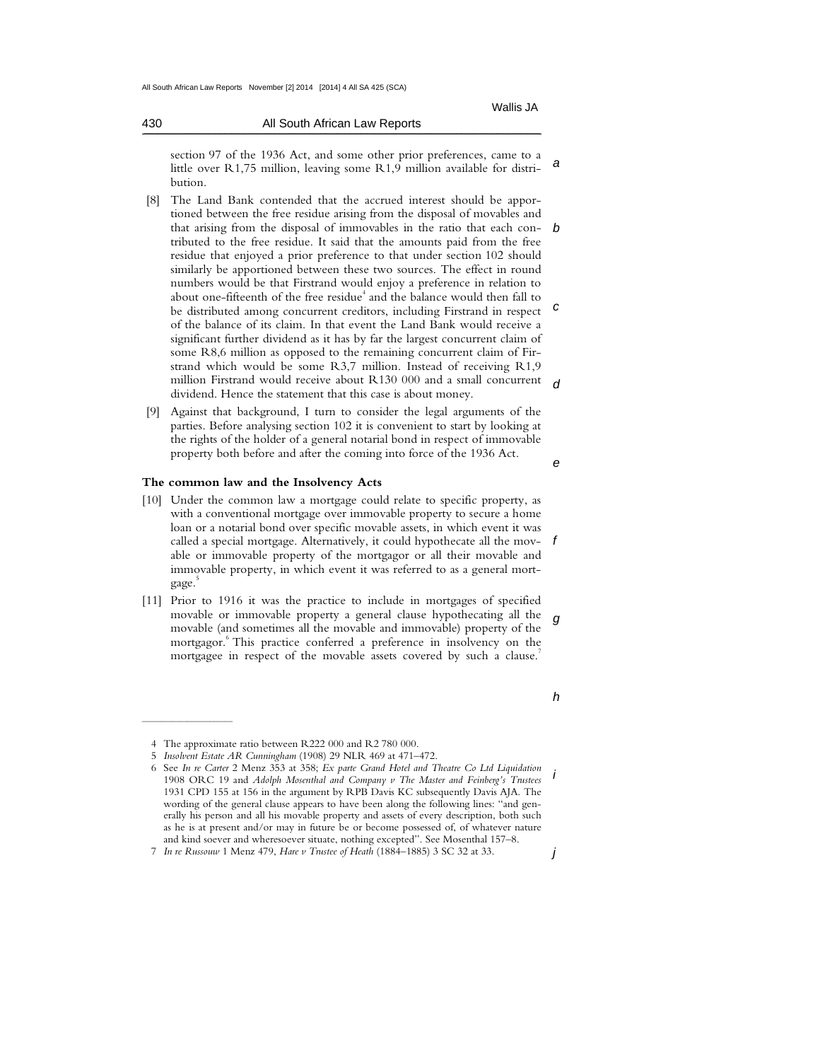section 97 of the 1936 Act, and some other prior preferences, came to a little over R1,75 million, leaving some R1,9 million available for distribution.

[8] The Land Bank contended that the accrued interest should be apportioned between the free residue arising from the disposal of movables and that arising from the disposal of immovables in the ratio that each contributed to the free residue. It said that the amounts paid from the free residue that enjoyed a prior preference to that under section 102 should similarly be apportioned between these two sources. The effect in round numbers would be that Firstrand would enjoy a preference in relation to about one-fifteenth of the free residue[4] and the balance would then fall to be distributed among concurrent creditors, including Firstrand in respect of the balance of its claim. In that event the Land Bank would receive a significant further dividend as it has by far the largest concurrent claim of some R8,6 million as opposed to the remaining concurrent claim of Firstrand which would be some R3,7 million. Instead of receiving R1,9 million Firstrand would receive about R130 000 and a small concurrent dividend. Hence the statement that this case is about money.

[9] Against that background, I turn to consider the legal arguments of the parties. Before analysing section 102 it is convenient to start by looking at the rights of the holder of a general notarial bond in respect of immovable property both before and after the coming into force of the 1936 Act.

**The common law and the Insolvency Acts**

[10] Under the common law a mortgage could relate to specific property, as with a conventional mortgage over immovable property to secure a home loan or a notarial bond over specific movable assets, in which event it was called a special mortgage. Alternatively, it could hypothecate all the movable or immovable property of the mortgagor or all their movable and immovable property, in which event it was referred to as a general mortgage.[5]

[11] Prior to 1916 it was the practice to include in mortgages of specified movable or immovable property a general clause hypothecating all the movable (and sometimes all the movable and immovable) property of the mortgagor.[6] This practice conferred a preference in insolvency on the mortgagee in respect of the movable assets covered by such a clause.[7]

---

4 The approximate ratio between R222 000 and R2 780 000.

5 *Insolvent Estate AR Cunningham* (1908) 29 NLR 469 at 471–472.

6 See *In re Carter* 2 Menz 353 at 358; *Ex parte Grand Hotel and Theatre Co Ltd Liquidation* 1908 ORC 19 and *Adolph Mosenthal and Company v The Master and Feinberg's Trustees* 1931 CPD 155 at 156 in the argument by RPB Davis KC subsequently Davis AJA. The wording of the general clause appears to have been along the following lines: "and generally his person and all his movable property and assets of every description, both such as he is at present and/or may in future be or become possessed of, of whatever nature and kind soever and wheresoever situate, nothing excepted". See Mosenthal 157–8.

7 *In re Russouw* 1 Menz 479, *Hare v Trustee of Heath* (1884–1885) 3 SC 32 at 33.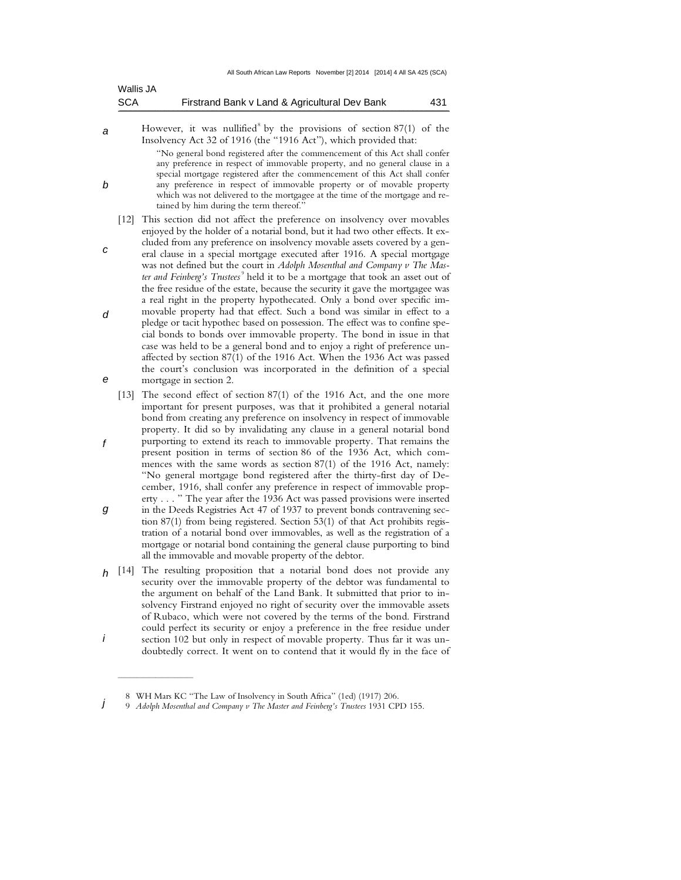However, it was nullified[8] by the provisions of section 87(1) of the Insolvency Act 32 of 1916 (the "1916 Act"), which provided that:

> "No general bond registered after the commencement of this Act shall confer any preference in respect of immovable property, and no general clause in a special mortgage registered after the commencement of this Act shall confer any preference in respect of immovable property or of movable property which was not delivered to the mortgagee at the time of the mortgage and retained by him during the term thereof."

[12] This section did not affect the preference on insolvency over movables enjoyed by the holder of a notarial bond, but it had two other effects. It excluded from any preference on insolvency movable assets covered by a general clause in a special mortgage executed after 1916. A special mortgage was not defined but the court in *Adolph Mosenthal and Company v The Master and Feinberg's Trustees*[9] held it to be a mortgage that took an asset out of the free residue of the estate, because the security it gave the mortgagee was a real right in the property hypothecated. Only a bond over specific immovable property had that effect. Such a bond was similar in effect to a pledge or tacit hypothec based on possession. The effect was to confine special bonds to bonds over immovable property. The bond in issue in that case was held to be a general bond and to enjoy a right of preference unaffected by section 87(1) of the 1916 Act. When the 1936 Act was passed the court's conclusion was incorporated in the definition of a special mortgage in section 2.

[13] The second effect of section 87(1) of the 1916 Act, and the one more important for present purposes, was that it prohibited a general notarial bond from creating any preference on insolvency in respect of immovable property. It did so by invalidating any clause in a general notarial bond purporting to extend its reach to immovable property. That remains the present position in terms of section 86 of the 1936 Act, which commences with the same words as section 87(1) of the 1916 Act, namely: "No general mortgage bond registered after the thirty-first day of December, 1916, shall confer any preference in respect of immovable property . . . " The year after the 1936 Act was passed provisions were inserted in the Deeds Registries Act 47 of 1937 to prevent bonds contravening section 87(1) from being registered. Section 53(1) of that Act prohibits registration of a notarial bond over immovables, as well as the registration of a mortgage or notarial bond containing the general clause purporting to bind all the immovable and movable property of the debtor.

[14] The resulting proposition that a notarial bond does not provide any security over the immovable property of the debtor was fundamental to the argument on behalf of the Land Bank. It submitted that prior to insolvency Firstrand enjoyed no right of security over the immovable assets of Rubaco, which were not covered by the terms of the bond. Firstrand could perfect its security or enjoy a preference in the free residue under section 102 but only in respect of movable property. Thus far it was undoubtedly correct. It went on to contend that it would fly in the face of

---

8 WH Mars KC "The Law of Insolvency in South Africa" (1ed) (1917) 206.

9 *Adolph Mosenthal and Company v The Master and Feinberg's Trustees* 1931 CPD 155.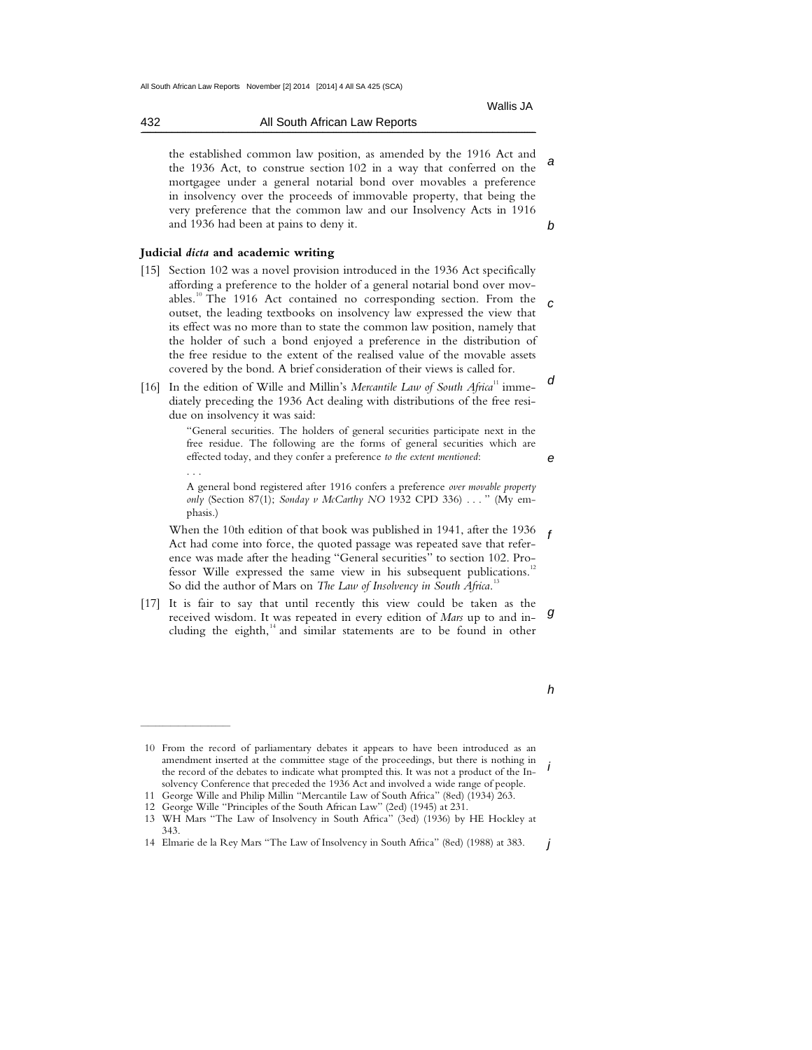the established common law position, as amended by the 1916 Act and the 1936 Act, to construe section 102 in a way that conferred on the mortgagee under a general notarial bond over movables a preference in insolvency over the proceeds of immovable property, that being the very preference that the common law and our Insolvency Acts in 1916 and 1936 had been at pains to deny it.

### Judicial *dicta* and academic writing

[15] Section 102 was a novel provision introduced in the 1936 Act specifically affording a preference to the holder of a general notarial bond over movables.[10] The 1916 Act contained no corresponding section. From the outset, the leading textbooks on insolvency law expressed the view that its effect was no more than to state the common law position, namely that the holder of such a bond enjoyed a preference in the distribution of the free residue to the extent of the realised value of the movable assets covered by the bond. A brief consideration of their views is called for.

[16] In the edition of Wille and Millin's *Mercantile Law of South Africa*[11] immediately preceding the 1936 Act dealing with distributions of the free residue on insolvency it was said:

> "General securities. The holders of general securities participate next in the free residue. The following are the forms of general securities which are effected today, and they confer a preference *to the extent mentioned*:
>
> . . .
>
> A general bond registered after 1916 confers a preference *over movable property only* (Section 87(1); *Sonday v McCarthy NO* 1932 CPD 336) . . . " (My emphasis.)

When the 10th edition of that book was published in 1941, after the 1936 Act had come into force, the quoted passage was repeated save that reference was made after the heading "General securities" to section 102. Professor Wille expressed the same view in his subsequent publications.[12] So did the author of Mars on *The Law of Insolvency in South Africa*.[13]

[17] It is fair to say that until recently this view could be taken as the received wisdom. It was repeated in every edition of *Mars* up to and including the eighth,[14] and similar statements are to be found in other

---

10 From the record of parliamentary debates it appears to have been introduced as an amendment inserted at the committee stage of the proceedings, but there is nothing in the record of the debates to indicate what prompted this. It was not a product of the Insolvency Conference that preceded the 1936 Act and involved a wide range of people.

11 George Wille and Philip Millin "Mercantile Law of South Africa" (8ed) (1934) 263.

12 George Wille "Principles of the South African Law" (2ed) (1945) at 231.

13 WH Mars "The Law of Insolvency in South Africa" (3ed) (1936) by HE Hockley at 343.

14 Elmarie de la Rey Mars "The Law of Insolvency in South Africa" (8ed) (1988) at 383.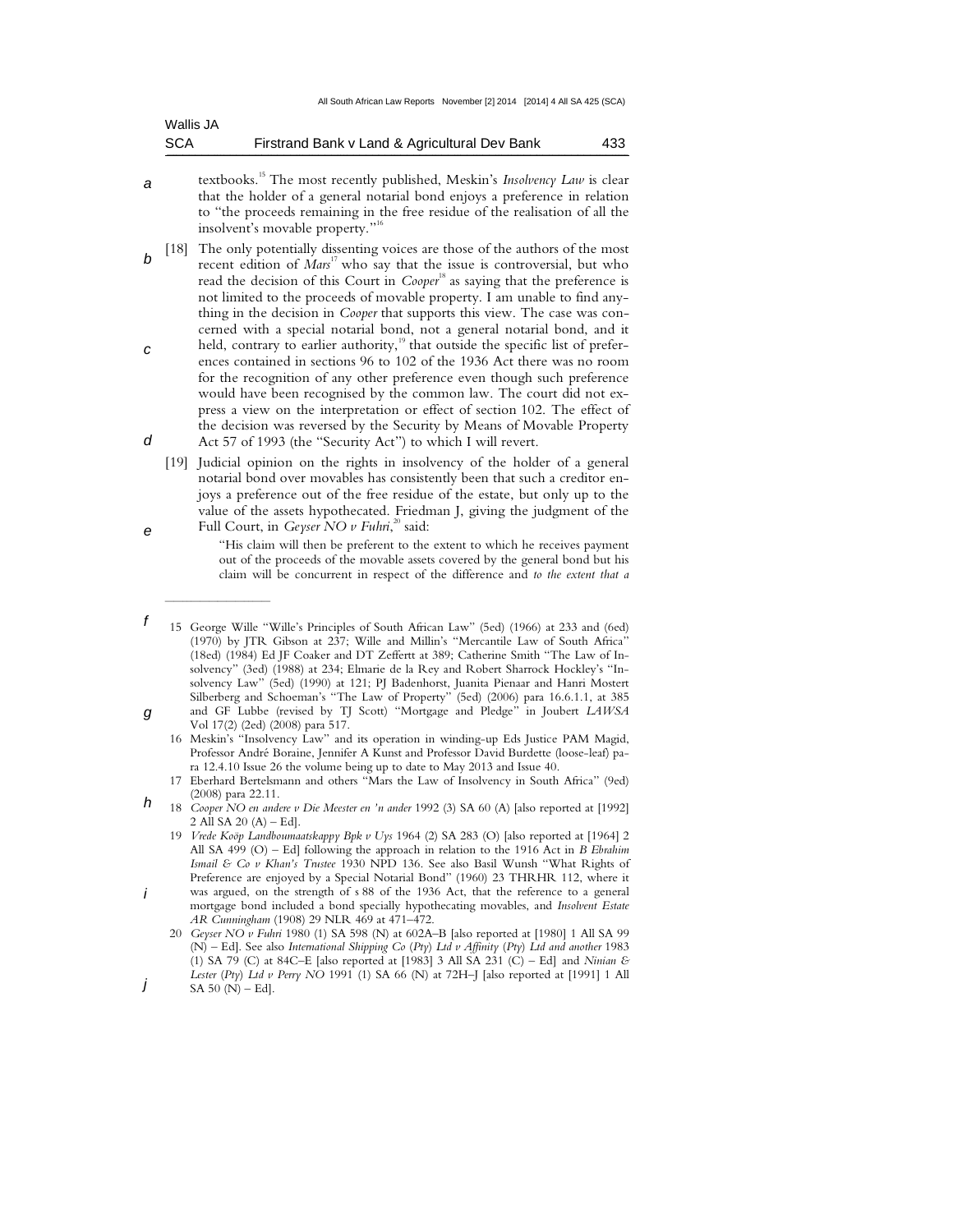textbooks.[15] The most recently published, Meskin's *Insolvency Law* is clear that the holder of a general notarial bond enjoys a preference in relation to "the proceeds remaining in the free residue of the realisation of all the insolvent's movable property."[16]

[18] The only potentially dissenting voices are those of the authors of the most recent edition of *Mars*[17] who say that the issue is controversial, but who read the decision of this Court in *Cooper*[18] as saying that the preference is not limited to the proceeds of movable property. I am unable to find anything in the decision in *Cooper* that supports this view. The case was concerned with a special notarial bond, not a general notarial bond, and it held, contrary to earlier authority,[19] that outside the specific list of preferences contained in sections 96 to 102 of the 1936 Act there was no room for the recognition of any other preference even though such preference would have been recognised by the common law. The court did not express a view on the interpretation or effect of section 102. The effect of the decision was reversed by the Security by Means of Movable Property Act 57 of 1993 (the "Security Act") to which I will revert.

[19] Judicial opinion on the rights in insolvency of the holder of a general notarial bond over movables has consistently been that such a creditor enjoys a preference out of the free residue of the estate, but only up to the value of the assets hypothecated. Friedman J, giving the judgment of the Full Court, in *Geyser NO v Fuhri*,[20] said:

> "His claim will then be preferent to the extent to which he receives payment out of the proceeds of the movable assets covered by the general bond but his claim will be concurrent in respect of the difference and *to the extent that a*

---

15 George Wille "Wille's Principles of South African Law" (5ed) (1966) at 233 and (6ed) (1970) by JTR Gibson at 237; Wille and Millin's "Mercantile Law of South Africa" (18ed) (1984) Ed JF Coaker and DT Zeffertt at 389; Catherine Smith "The Law of Insolvency" (3ed) (1988) at 234; Elmarie de la Rey and Robert Sharrock Hockley's "Insolvency Law" (5ed) (1990) at 121; PJ Badenhorst, Juanita Pienaar and Hanri Mostert Silberberg and Schoeman's "The Law of Property" (5ed) (2006) para 16.6.1.1, at 385 and GF Lubbe (revised by TJ Scott) "Mortgage and Pledge" in Joubert *LAWSA* Vol 17(2) (2ed) (2008) para 517.

16 Meskin's "Insolvency Law" and its operation in winding-up Eds Justice PAM Magid, Professor André Boraine, Jennifer A Kunst and Professor David Burdette (loose-leaf) para 12.4.10 Issue 26 the volume being up to date to May 2013 and Issue 40.

17 Eberhard Bertelsmann and others "Mars the Law of Insolvency in South Africa" (9ed) (2008) para 22.11.

18 *Cooper NO en andere v Die Meester en 'n ander* 1992 (3) SA 60 (A) [also reported at [1992] 2 All SA 20 (A) – Ed].

19 *Vrede Koöp Landboumaatskappy Bpk v Uys* 1964 (2) SA 283 (O) [also reported at [1964] 2 All SA 499 (O) – Ed] following the approach in relation to the 1916 Act in *B Ebrahim Ismail & Co v Khan's Trustee* 1930 NPD 136. See also Basil Wunsh "What Rights of Preference are enjoyed by a Special Notarial Bond" (1960) 23 THRHR 112, where it was argued, on the strength of s 88 of the 1936 Act, that the reference to a general mortgage bond included a bond specially hypothecating movables, and *Insolvent Estate AR Cunningham* (1908) 29 NLR 469 at 471–472.

20 *Geyser NO v Fuhri* 1980 (1) SA 598 (N) at 602A–B [also reported at [1980] 1 All SA 99 (N) – Ed]. See also *International Shipping Co (Pty) Ltd v Affinity (Pty) Ltd and another* 1983 (1) SA 79 (C) at 84C–E [also reported at [1983] 3 All SA 231 (C) – Ed] and *Ninian & Lester (Pty) Ltd v Perry NO* 1991 (1) SA 66 (N) at 72H–J [also reported at [1991] 1 All SA 50 (N) – Ed].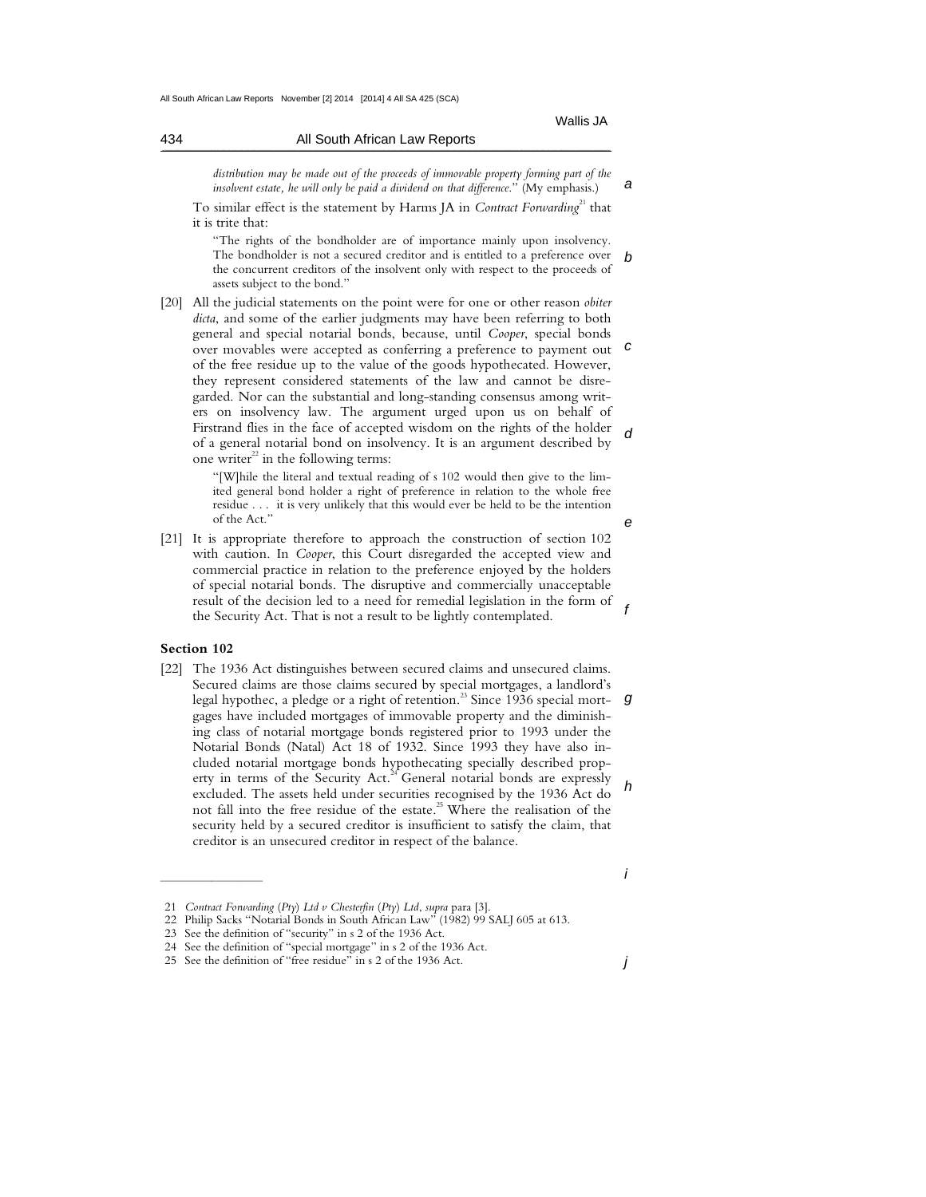*distribution may be made out of the proceeds of immovable property forming part of the insolvent estate, he will only be paid a dividend on that difference.*" (My emphasis.)

To similar effect is the statement by Harms JA in *Contract Forwarding*[21] that it is trite that:

> "The rights of the bondholder are of importance mainly upon insolvency. The bondholder is not a secured creditor and is entitled to a preference over the concurrent creditors of the insolvent only with respect to the proceeds of assets subject to the bond."

[20] All the judicial statements on the point were for one or other reason *obiter dicta*, and some of the earlier judgments may have been referring to both general and special notarial bonds, because, until *Cooper*, special bonds over movables were accepted as conferring a preference to payment out of the free residue up to the value of the goods hypothecated. However, they represent considered statements of the law and cannot be disregarded. Nor can the substantial and long-standing consensus among writers on insolvency law. The argument urged upon us on behalf of Firstrand flies in the face of accepted wisdom on the rights of the holder of a general notarial bond on insolvency. It is an argument described by one writer[22] in the following terms:

> "[W]hile the literal and textual reading of s 102 would then give to the limited general bond holder a right of preference in relation to the whole free residue . . . it is very unlikely that this would ever be held to be the intention of the Act."

[21] It is appropriate therefore to approach the construction of section 102 with caution. In *Cooper*, this Court disregarded the accepted view and commercial practice in relation to the preference enjoyed by the holders of special notarial bonds. The disruptive and commercially unacceptable result of the decision led to a need for remedial legislation in the form of the Security Act. That is not a result to be lightly contemplated.

## Section 102

[22] The 1936 Act distinguishes between secured claims and unsecured claims. Secured claims are those claims secured by special mortgages, a landlord's legal hypothec, a pledge or a right of retention.[23] Since 1936 special mortgages have included mortgages of immovable property and the diminishing class of notarial mortgage bonds registered prior to 1993 under the Notarial Bonds (Natal) Act 18 of 1932. Since 1993 they have also included notarial mortgage bonds hypothecating specially described property in terms of the Security Act.[24] General notarial bonds are expressly excluded. The assets held under securities recognised by the 1936 Act do not fall into the free residue of the estate.[25] Where the realisation of the security held by a secured creditor is insufficient to satisfy the claim, that creditor is an unsecured creditor in respect of the balance.

---

21 *Contract Forwarding (Pty) Ltd v Chesterfin (Pty) Ltd*, *supra* para [3].

22 Philip Sacks "Notarial Bonds in South African Law" (1982) 99 SALJ 605 at 613.

23 See the definition of "security" in s 2 of the 1936 Act.

24 See the definition of "special mortgage" in s 2 of the 1936 Act.

25 See the definition of "free residue" in s 2 of the 1936 Act.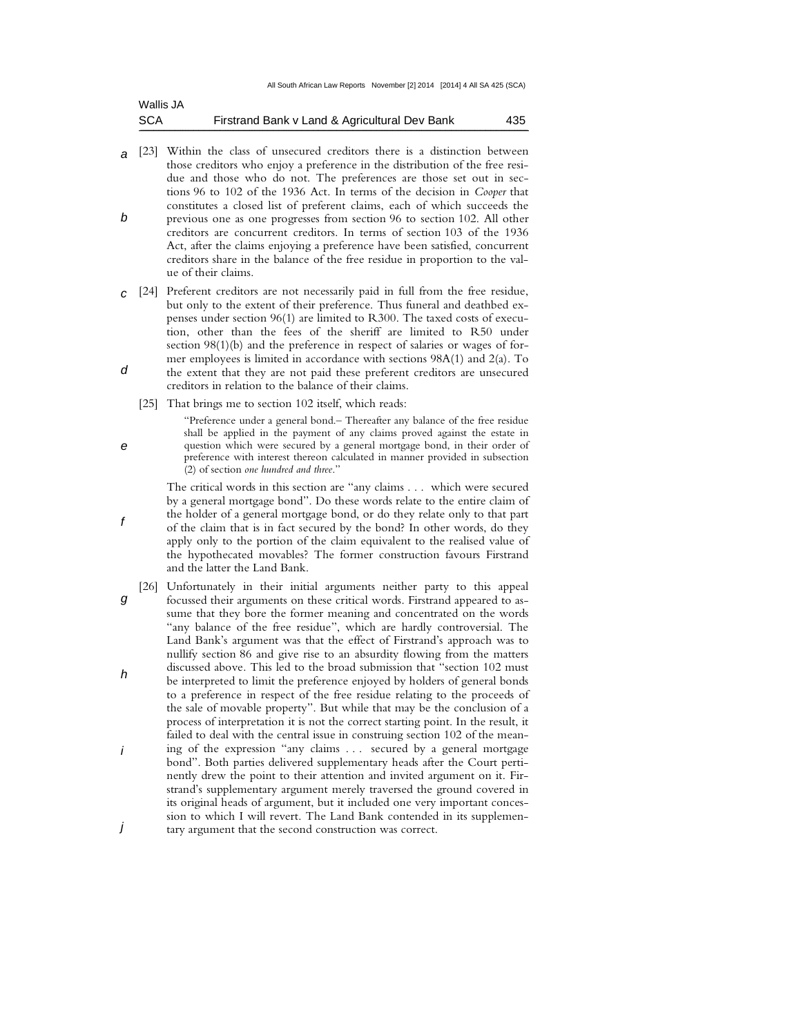[23] Within the class of unsecured creditors there is a distinction between those creditors who enjoy a preference in the distribution of the free residue and those who do not. The preferences are those set out in sections 96 to 102 of the 1936 Act. In terms of the decision in *Cooper* that constitutes a closed list of preferent claims, each of which succeeds the previous one as one progresses from section 96 to section 102. All other creditors are concurrent creditors. In terms of section 103 of the 1936 Act, after the claims enjoying a preference have been satisfied, concurrent creditors share in the balance of the free residue in proportion to the value of their claims.

[24] Preferent creditors are not necessarily paid in full from the free residue, but only to the extent of their preference. Thus funeral and deathbed expenses under section 96(1) are limited to R300. The taxed costs of execution, other than the fees of the sheriff are limited to R50 under section 98(1)(b) and the preference in respect of salaries or wages of former employees is limited in accordance with sections 98A(1) and 2(a). To the extent that they are not paid these preferent creditors are unsecured creditors in relation to the balance of their claims.

[25] That brings me to section 102 itself, which reads:

> "Preference under a general bond.– Thereafter any balance of the free residue shall be applied in the payment of any claims proved against the estate in question which were secured by a general mortgage bond, in their order of preference with interest thereon calculated in manner provided in subsection (2) of section *one hundred and three*."

The critical words in this section are "any claims . . . which were secured by a general mortgage bond". Do these words relate to the entire claim of the holder of a general mortgage bond, or do they relate only to that part of the claim that is in fact secured by the bond? In other words, do they apply only to the portion of the claim equivalent to the realised value of the hypothecated movables? The former construction favours Firstrand and the latter the Land Bank.

[26] Unfortunately in their initial arguments neither party to this appeal focussed their arguments on these critical words. Firstrand appeared to assume that they bore the former meaning and concentrated on the words "any balance of the free residue", which are hardly controversial. The Land Bank's argument was that the effect of Firstrand's approach was to nullify section 86 and give rise to an absurdity flowing from the matters discussed above. This led to the broad submission that "section 102 must be interpreted to limit the preference enjoyed by holders of general bonds to a preference in respect of the free residue relating to the proceeds of the sale of movable property". But while that may be the conclusion of a process of interpretation it is not the correct starting point. In the result, it failed to deal with the central issue in construing section 102 of the meaning of the expression "any claims . . . secured by a general mortgage bond". Both parties delivered supplementary heads after the Court pertinently drew the point to their attention and invited argument on it. Firstrand's supplementary argument merely traversed the ground covered in its original heads of argument, but it included one very important concession to which I will revert. The Land Bank contended in its supplementary argument that the second construction was correct.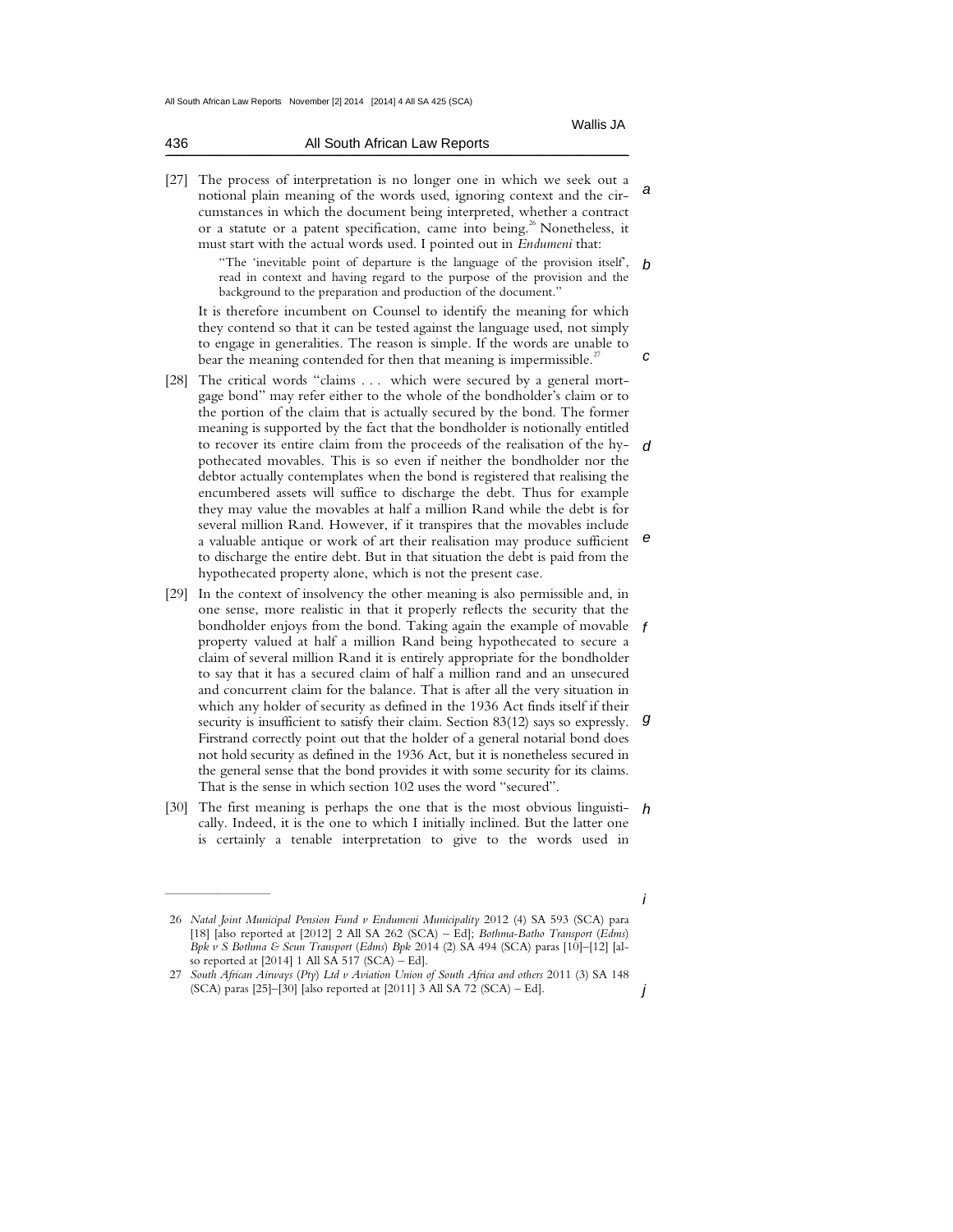[27] The process of interpretation is no longer one in which we seek out a notional plain meaning of the words used, ignoring context and the circumstances in which the document being interpreted, whether a contract or a statute or a patent specification, came into being.[26] Nonetheless, it must start with the actual words used. I pointed out in *Endumeni* that:

> "The 'inevitable point of departure is the language of the provision itself', read in context and having regard to the purpose of the provision and the background to the preparation and production of the document."

It is therefore incumbent on Counsel to identify the meaning for which they contend so that it can be tested against the language used, not simply to engage in generalities. The reason is simple. If the words are unable to bear the meaning contended for then that meaning is impermissible.[27]

[28] The critical words "claims . . . which were secured by a general mortgage bond" may refer either to the whole of the bondholder's claim or to the portion of the claim that is actually secured by the bond. The former meaning is supported by the fact that the bondholder is notionally entitled to recover its entire claim from the proceeds of the realisation of the hypothecated movables. This is so even if neither the bondholder nor the debtor actually contemplates when the bond is registered that realising the encumbered assets will suffice to discharge the debt. Thus for example they may value the movables at half a million Rand while the debt is for several million Rand. However, if it transpires that the movables include a valuable antique or work of art their realisation may produce sufficient to discharge the entire debt. But in that situation the debt is paid from the hypothecated property alone, which is not the present case.

[29] In the context of insolvency the other meaning is also permissible and, in one sense, more realistic in that it properly reflects the security that the bondholder enjoys from the bond. Taking again the example of movable property valued at half a million Rand being hypothecated to secure a claim of several million Rand it is entirely appropriate for the bondholder to say that it has a secured claim of half a million rand and an unsecured and concurrent claim for the balance. That is after all the very situation in which any holder of security as defined in the 1936 Act finds itself if their security is insufficient to satisfy their claim. Section 83(12) says so expressly. Firstrand correctly point out that the holder of a general notarial bond does not hold security as defined in the 1936 Act, but it is nonetheless secured in the general sense that the bond provides it with some security for its claims. That is the sense in which section 102 uses the word "secured".

[30] The first meaning is perhaps the one that is the most obvious linguistically. Indeed, it is the one to which I initially inclined. But the latter one is certainly a tenable interpretation to give to the words used in

---

26 *Natal Joint Municipal Pension Fund v Endumeni Municipality* 2012 (4) SA 593 (SCA) para [18] [also reported at [2012] 2 All SA 262 (SCA) – Ed]; *Bothma-Batho Transport (Edms) Bpk v S Bothma & Seun Transport (Edms) Bpk* 2014 (2) SA 494 (SCA) paras [10]–[12] [also reported at [2014] 1 All SA 517 (SCA) – Ed].

27 *South African Airways (Pty) Ltd v Aviation Union of South Africa and others* 2011 (3) SA 148 (SCA) paras [25]–[30] [also reported at [2011] 3 All SA 72 (SCA) – Ed].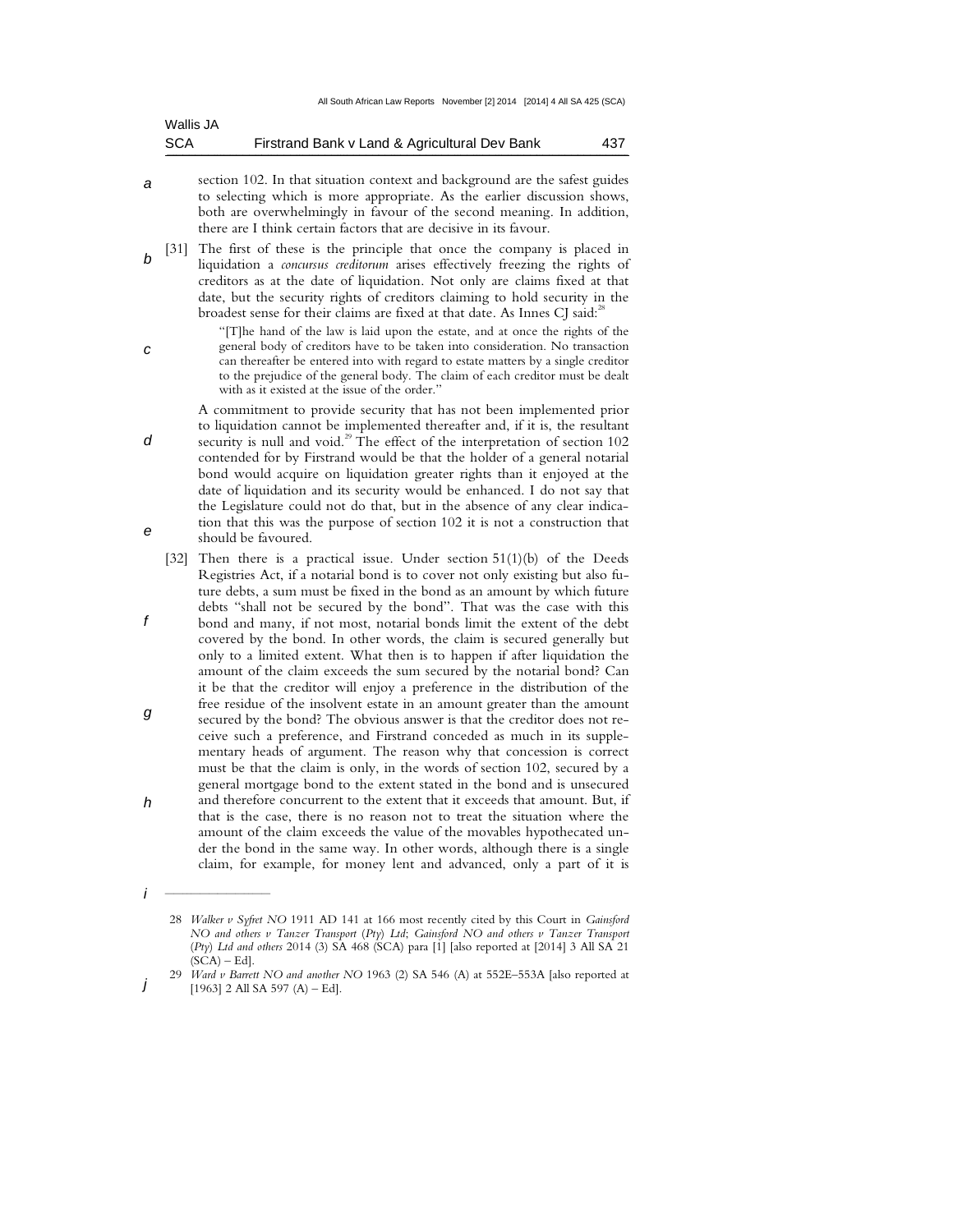section 102. In that situation context and background are the safest guides to selecting which is more appropriate. As the earlier discussion shows, both are overwhelmingly in favour of the second meaning. In addition, there are I think certain factors that are decisive in its favour.

[31] The first of these is the principle that once the company is placed in liquidation a *concursus creditorum* arises effectively freezing the rights of creditors as at the date of liquidation. Not only are claims fixed at that date, but the security rights of creditors claiming to hold security in the broadest sense for their claims are fixed at that date. As Innes CJ said:[28]

> "[T]he hand of the law is laid upon the estate, and at once the rights of the general body of creditors have to be taken into consideration. No transaction can thereafter be entered into with regard to estate matters by a single creditor to the prejudice of the general body. The claim of each creditor must be dealt with as it existed at the issue of the order."

A commitment to provide security that has not been implemented prior to liquidation cannot be implemented thereafter and, if it is, the resultant security is null and void.[29] The effect of the interpretation of section 102 contended for by Firstrand would be that the holder of a general notarial bond would acquire on liquidation greater rights than it enjoyed at the date of liquidation and its security would be enhanced. I do not say that the Legislature could not do that, but in the absence of any clear indication that this was the purpose of section 102 it is not a construction that should be favoured.

[32] Then there is a practical issue. Under section 51(1)(b) of the Deeds Registries Act, if a notarial bond is to cover not only existing but also future debts, a sum must be fixed in the bond as an amount by which future debts "shall not be secured by the bond". That was the case with this bond and many, if not most, notarial bonds limit the extent of the debt covered by the bond. In other words, the claim is secured generally but only to a limited extent. What then is to happen if after liquidation the amount of the claim exceeds the sum secured by the notarial bond? Can it be that the creditor will enjoy a preference in the distribution of the free residue of the insolvent estate in an amount greater than the amount secured by the bond? The obvious answer is that the creditor does not receive such a preference, and Firstrand conceded as much in its supplementary heads of argument. The reason why that concession is correct must be that the claim is only, in the words of section 102, secured by a general mortgage bond to the extent stated in the bond and is unsecured and therefore concurrent to the extent that it exceeds that amount. But, if that is the case, there is no reason not to treat the situation where the amount of the claim exceeds the value of the movables hypothecated under the bond in the same way. In other words, although there is a single claim, for example, for money lent and advanced, only a part of it is

---

28 *Walker v Syfret NO* 1911 AD 141 at 166 most recently cited by this Court in *Gainsford NO and others v Tanzer Transport (Pty) Ltd*; *Gainsford NO and others v Tanzer Transport (Pty) Ltd and others* 2014 (3) SA 468 (SCA) para [1] [also reported at [2014] 3 All SA 21 (SCA) – Ed].

29 *Ward v Barrett NO and another NO* 1963 (2) SA 546 (A) at 552E–553A [also reported at [1963] 2 All SA 597 (A) – Ed].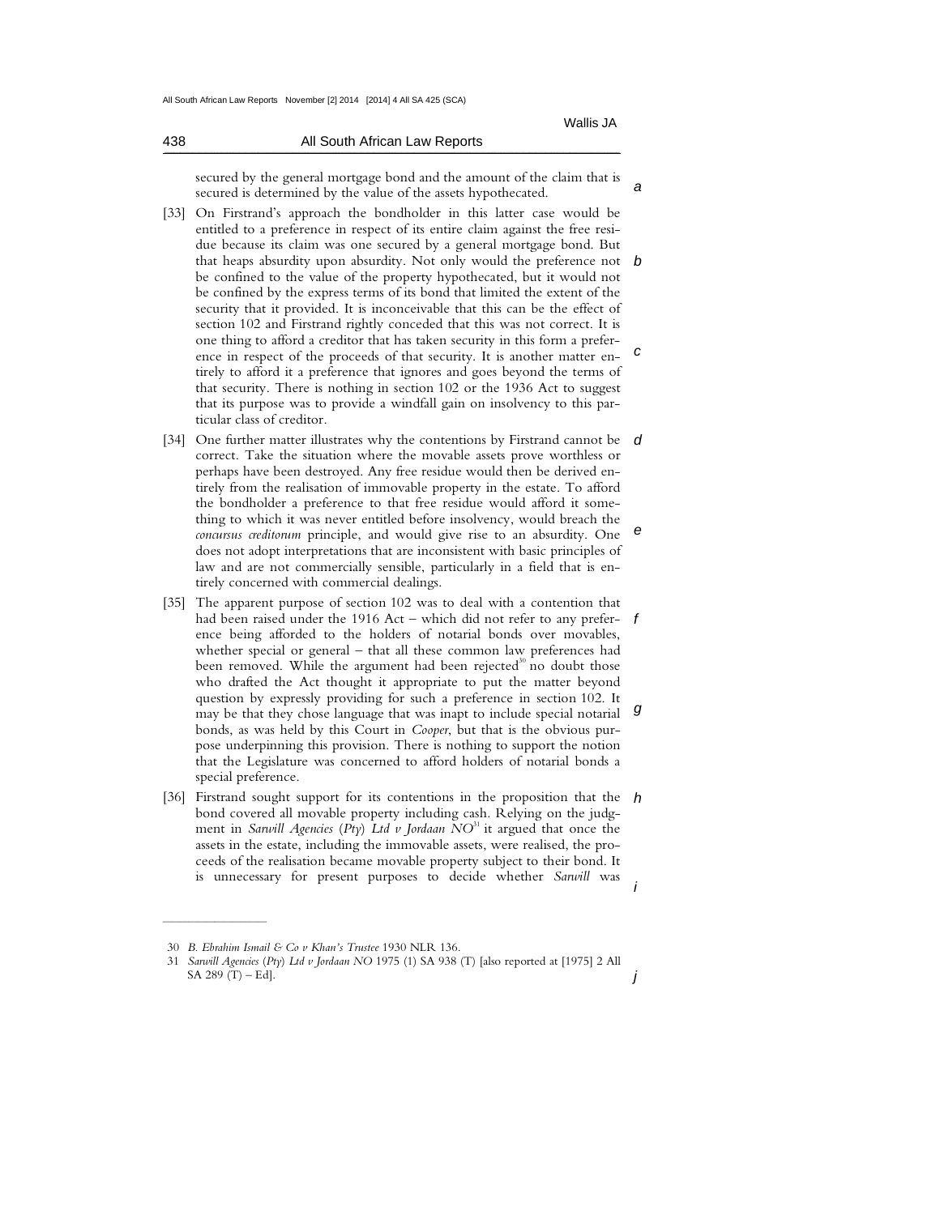secured by the general mortgage bond and the amount of the claim that is secured is determined by the value of the assets hypothecated.

[33] On Firstrand's approach the bondholder in this latter case would be entitled to a preference in respect of its entire claim against the free residue because its claim was one secured by a general mortgage bond. But that heaps absurdity upon absurdity. Not only would the preference not be confined to the value of the property hypothecated, but it would not be confined by the express terms of its bond that limited the extent of the security that it provided. It is inconceivable that this can be the effect of section 102 and Firstrand rightly conceded that this was not correct. It is one thing to afford a creditor that has taken security in this form a preference in respect of the proceeds of that security. It is another matter entirely to afford it a preference that ignores and goes beyond the terms of that security. There is nothing in section 102 or the 1936 Act to suggest that its purpose was to provide a windfall gain on insolvency to this particular class of creditor.

[34] One further matter illustrates why the contentions by Firstrand cannot be correct. Take the situation where the movable assets prove worthless or perhaps have been destroyed. Any free residue would then be derived entirely from the realisation of immovable property in the estate. To afford the bondholder a preference to that free residue would afford it something to which it was never entitled before insolvency, would breach the *concursus creditorum* principle, and would give rise to an absurdity. One does not adopt interpretations that are inconsistent with basic principles of law and are not commercially sensible, particularly in a field that is entirely concerned with commercial dealings.

[35] The apparent purpose of section 102 was to deal with a contention that had been raised under the 1916 Act – which did not refer to any preference being afforded to the holders of notarial bonds over movables, whether special or general – that all these common law preferences had been removed. While the argument had been rejected[30] no doubt those who drafted the Act thought it appropriate to put the matter beyond question by expressly providing for such a preference in section 102. It may be that they chose language that was inapt to include special notarial bonds, as was held by this Court in *Cooper*, but that is the obvious purpose underpinning this provision. There is nothing to support the notion that the Legislature was concerned to afford holders of notarial bonds a special preference.

[36] Firstrand sought support for its contentions in the proposition that the bond covered all movable property including cash. Relying on the judgment in *Sarwill Agencies (Pty) Ltd v Jordaan NO*[31] it argued that once the assets in the estate, including the immovable assets, were realised, the proceeds of the realisation became movable property subject to their bond. It is unnecessary for present purposes to decide whether *Sarwill* was

---

30 *B. Ebrahim Ismail & Co v Khan's Trustee* 1930 NLR 136.

31 *Sarwill Agencies (Pty) Ltd v Jordaan NO* 1975 (1) SA 938 (T) [also reported at [1975] 2 All SA 289 (T) – Ed].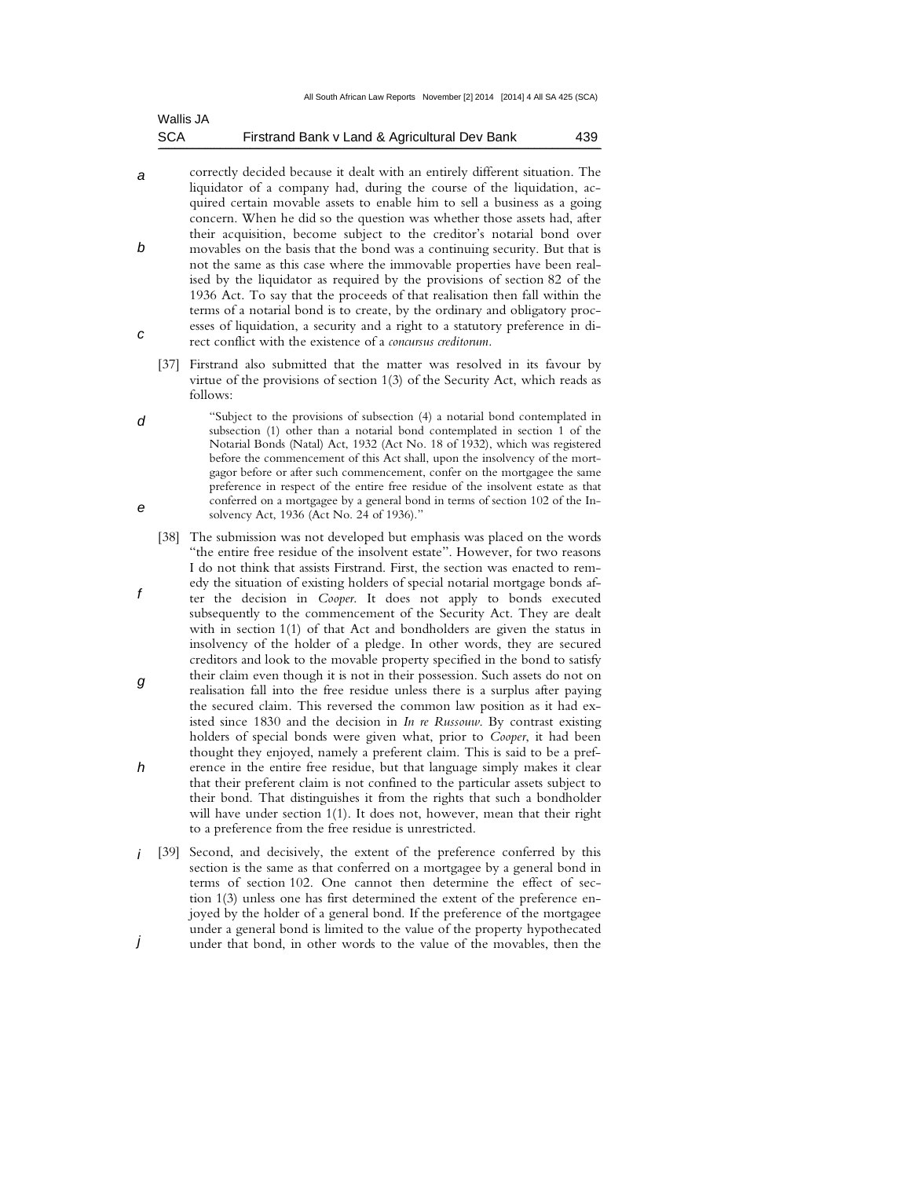correctly decided because it dealt with an entirely different situation. The liquidator of a company had, during the course of the liquidation, acquired certain movable assets to enable him to sell a business as a going concern. When he did so the question was whether those assets had, after their acquisition, become subject to the creditor's notarial bond over movables on the basis that the bond was a continuing security. But that is not the same as this case where the immovable properties have been realised by the liquidator as required by the provisions of section 82 of the 1936 Act. To say that the proceeds of that realisation then fall within the terms of a notarial bond is to create, by the ordinary and obligatory processes of liquidation, a security and a right to a statutory preference in direct conflict with the existence of a *concursus creditorum*.

[37] Firstrand also submitted that the matter was resolved in its favour by virtue of the provisions of section 1(3) of the Security Act, which reads as follows:

> "Subject to the provisions of subsection (4) a notarial bond contemplated in subsection (1) other than a notarial bond contemplated in section 1 of the Notarial Bonds (Natal) Act, 1932 (Act No. 18 of 1932), which was registered before the commencement of this Act shall, upon the insolvency of the mortgagor before or after such commencement, confer on the mortgagee the same preference in respect of the entire free residue of the insolvent estate as that conferred on a mortgagee by a general bond in terms of section 102 of the Insolvency Act, 1936 (Act No. 24 of 1936)."

[38] The submission was not developed but emphasis was placed on the words "the entire free residue of the insolvent estate". However, for two reasons I do not think that assists Firstrand. First, the section was enacted to remedy the situation of existing holders of special notarial mortgage bonds after the decision in *Cooper*. It does not apply to bonds executed subsequently to the commencement of the Security Act. They are dealt with in section 1(1) of that Act and bondholders are given the status in insolvency of the holder of a pledge. In other words, they are secured creditors and look to the movable property specified in the bond to satisfy their claim even though it is not in their possession. Such assets do not on realisation fall into the free residue unless there is a surplus after paying the secured claim. This reversed the common law position as it had existed since 1830 and the decision in *In re Russouw*. By contrast existing holders of special bonds were given what, prior to *Cooper*, it had been thought they enjoyed, namely a preferent claim. This is said to be a preference in the entire free residue, but that language simply makes it clear that their preferent claim is not confined to the particular assets subject to their bond. That distinguishes it from the rights that such a bondholder will have under section 1(1). It does not, however, mean that their right to a preference from the free residue is unrestricted.

[39] Second, and decisively, the extent of the preference conferred by this section is the same as that conferred on a mortgagee by a general bond in terms of section 102. One cannot then determine the effect of section 1(3) unless one has first determined the extent of the preference enjoyed by the holder of a general bond. If the preference of the mortgagee under a general bond is limited to the value of the property hypothecated under that bond, in other words to the value of the movables, then the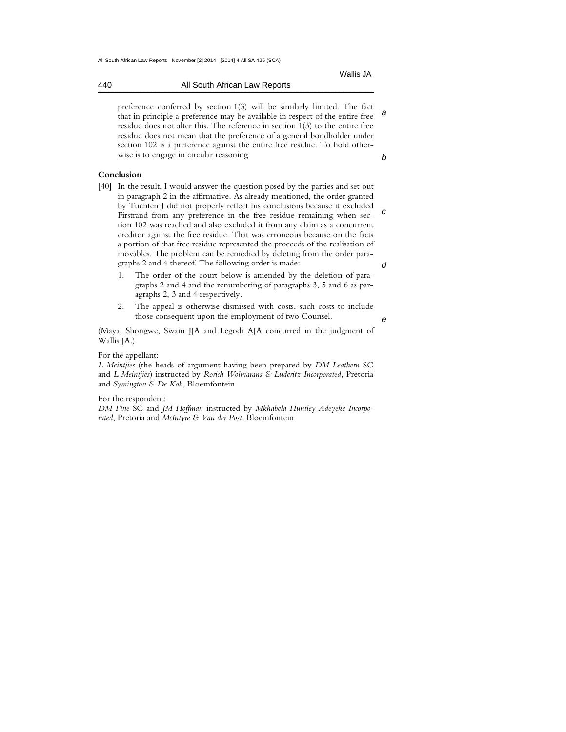preference conferred by section 1(3) will be similarly limited. The fact that in principle a preference may be available in respect of the entire free residue does not alter this. The reference in section 1(3) to the entire free residue does not mean that the preference of a general bondholder under section 102 is a preference against the entire free residue. To hold otherwise is to engage in circular reasoning.

**Conclusion**

[40] In the result, I would answer the question posed by the parties and set out in paragraph 2 in the affirmative. As already mentioned, the order granted by Tuchten J did not properly reflect his conclusions because it excluded Firstrand from any preference in the free residue remaining when section 102 was reached and also excluded it from any claim as a concurrent creditor against the free residue. That was erroneous because on the facts a portion of that free residue represented the proceeds of the realisation of movables. The problem can be remedied by deleting from the order paragraphs 2 and 4 thereof. The following order is made:

1. The order of the court below is amended by the deletion of paragraphs 2 and 4 and the renumbering of paragraphs 3, 5 and 6 as paragraphs 2, 3 and 4 respectively.
2. The appeal is otherwise dismissed with costs, such costs to include those consequent upon the employment of two Counsel.

(Maya, Shongwe, Swain JJA and Legodi AJA concurred in the judgment of Wallis JA.)

For the appellant:
*L Meintjies* (the heads of argument having been prepared by *DM Leathem* SC and *L Meintjies*) instructed by *Rorich Wolmarans & Luderitz Incorporated*, Pretoria and *Symington & De Kok*, Bloemfontein

For the respondent:
*DM Fine* SC and *JM Hoffman* instructed by *Mkhabela Huntley Adeyeke Incorporated*, Pretoria and *McIntyre & Van der Post*, Bloemfontein